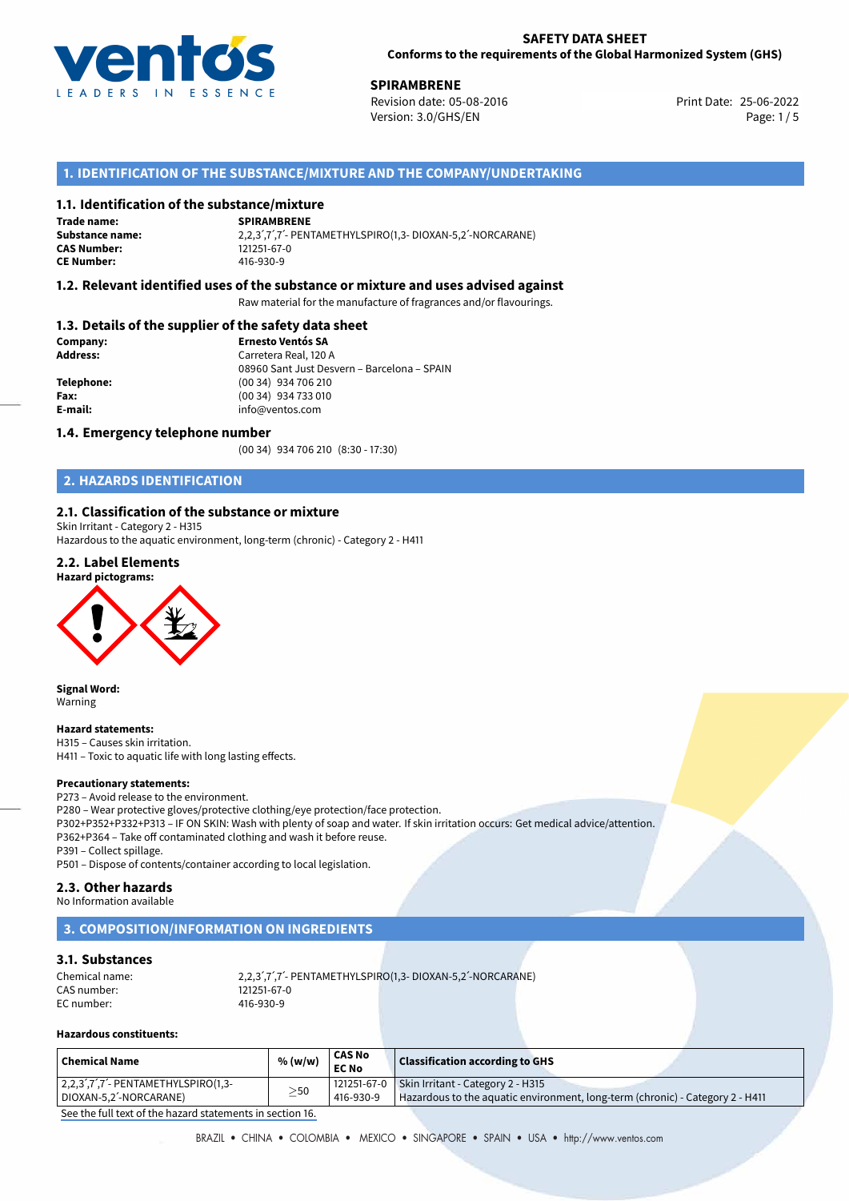# SAFETY DATA SHEET
**Conforms to the requirements of the Global Harmonized System (GHS)**

**SPIRAMBRENE**
Revision date: 05-08-2016
Version: 3.0/GHS/EN
Print Date: 25-06-2022

## 1. IDENTIFICATION OF THE SUBSTANCE/MIXTURE AND THE COMPANY/UNDERTAKING

### 1.1. Identification of the substance/mixture

**Trade name:** SPIRAMBRENE
**Substance name:** 2,2,3´,7´,7´- PENTAMETHYLSPIRO(1,3- DIOXAN-5,2´-NORCARANE)
**CAS Number:** 121251-67-0
**CE Number:** 416-930-9

### 1.2. Relevant identified uses of the substance or mixture and uses advised against

Raw material for the manufacture of fragrances and/or flavourings.

### 1.3. Details of the supplier of the safety data sheet

**Company:** Ernesto Ventós SA
**Address:** Carretera Real, 120 A
08960 Sant Just Desvern – Barcelona – SPAIN
**Telephone:** (00 34) 934 706 210
**Fax:** (00 34) 934 733 010
**E-mail:** info@ventos.com

### 1.4. Emergency telephone number

(00 34) 934 706 210 (8:30 - 17:30)

## 2. HAZARDS IDENTIFICATION

### 2.1. Classification of the substance or mixture

Skin Irritant - Category 2 - H315
Hazardous to the aquatic environment, long-term (chronic) - Category 2 - H411

### 2.2. Label Elements

**Hazard pictograms:**

**Signal Word:**
Warning

**Hazard statements:**
H315 – Causes skin irritation.
H411 – Toxic to aquatic life with long lasting effects.

**Precautionary statements:**
P273 – Avoid release to the environment.
P280 – Wear protective gloves/protective clothing/eye protection/face protection.
P302+P352+P332+P313 – IF ON SKIN: Wash with plenty of soap and water. If skin irritation occurs: Get medical advice/attention.
P362+P364 – Take off contaminated clothing and wash it before reuse.
P391 – Collect spillage.
P501 – Dispose of contents/container according to local legislation.

### 2.3. Other hazards

No Information available

## 3. COMPOSITION/INFORMATION ON INGREDIENTS

### 3.1. Substances

Chemical name: 2,2,3´,7´,7´- PENTAMETHYLSPIRO(1,3- DIOXAN-5,2´-NORCARANE)
CAS number: 121251-67-0
EC number: 416-930-9

**Hazardous constituents:**

| Chemical Name | % (w/w) | CAS No<br>EC No | Classification according to GHS |
|---|---|---|---|
| 2,2,3´,7´,7´- PENTAMETHYLSPIRO(1,3-DIOXAN-5,2´-NORCARANE) | $\geq$50 | 121251-67-0<br>416-930-9 | Skin Irritant - Category 2 - H315<br>Hazardous to the aquatic environment, long-term (chronic) - Category 2 - H411 |

See the full text of the hazard statements in section 16.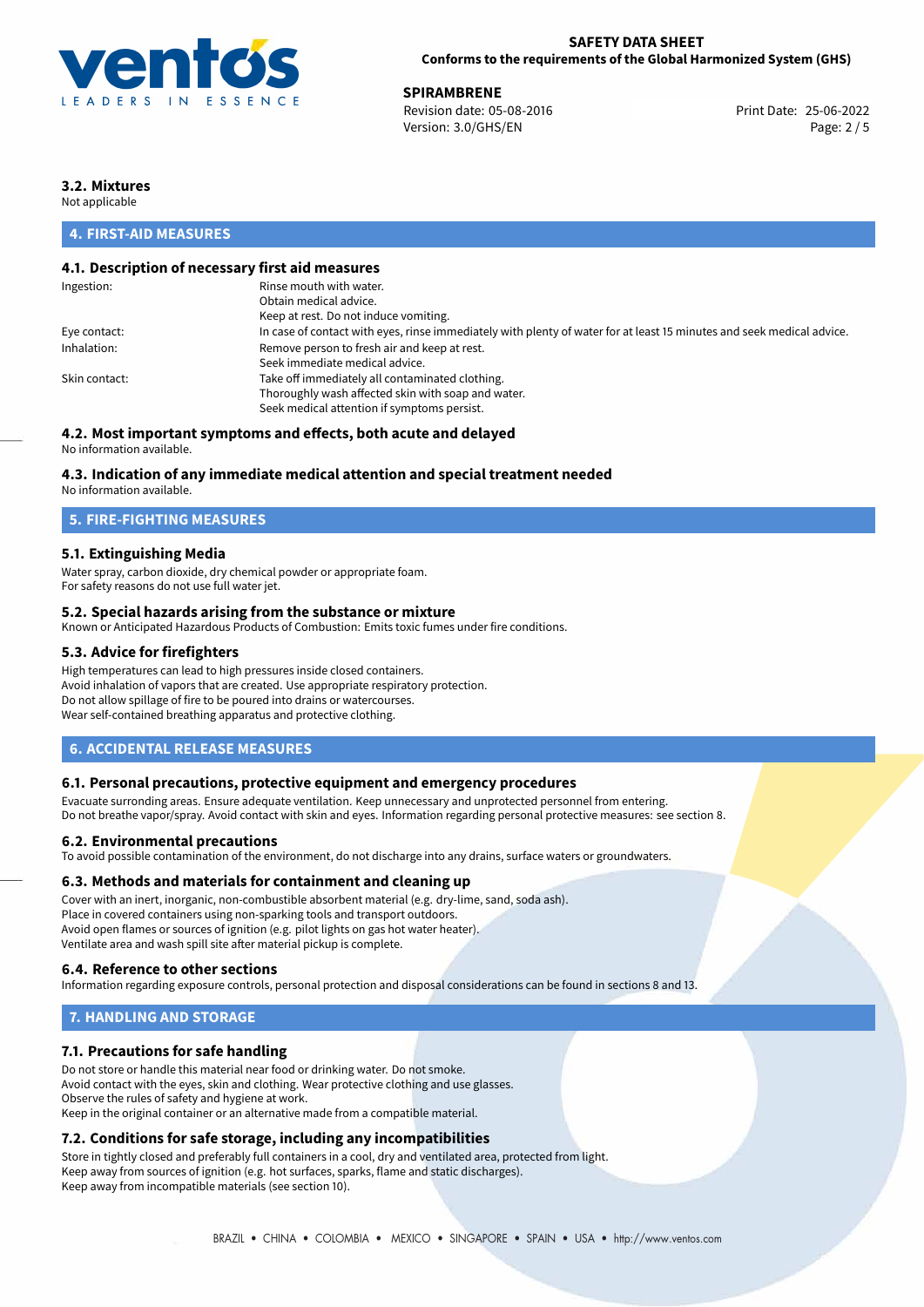### 3.2. Mixtures

Not applicable

## 4. FIRST-AID MEASURES

### 4.1. Description of necessary first aid measures

| | |
|---|---|
| Ingestion: | Rinse mouth with water.<br>Obtain medical advice.<br>Keep at rest. Do not induce vomiting. |
| Eye contact: | In case of contact with eyes, rinse immediately with plenty of water for at least 15 minutes and seek medical advice. |
| Inhalation: | Remove person to fresh air and keep at rest.<br>Seek immediate medical advice. |
| Skin contact: | Take off immediately all contaminated clothing.<br>Thoroughly wash affected skin with soap and water.<br>Seek medical attention if symptoms persist. |

### 4.2. Most important symptoms and effects, both acute and delayed

No information available.

### 4.3. Indication of any immediate medical attention and special treatment needed

No information available.

## 5. FIRE-FIGHTING MEASURES

### 5.1. Extinguishing Media

Water spray, carbon dioxide, dry chemical powder or appropriate foam.
For safety reasons do not use full water jet.

### 5.2. Special hazards arising from the substance or mixture

Known or Anticipated Hazardous Products of Combustion: Emits toxic fumes under fire conditions.

### 5.3. Advice for firefighters

High temperatures can lead to high pressures inside closed containers.
Avoid inhalation of vapors that are created. Use appropriate respiratory protection.
Do not allow spillage of fire to be poured into drains or watercourses.
Wear self-contained breathing apparatus and protective clothing.

## 6. ACCIDENTAL RELEASE MEASURES

### 6.1. Personal precautions, protective equipment and emergency procedures

Evacuate surronding areas. Ensure adequate ventilation. Keep unnecessary and unprotected personnel from entering.
Do not breathe vapor/spray. Avoid contact with skin and eyes. Information regarding personal protective measures: see section 8.

### 6.2. Environmental precautions

To avoid possible contamination of the environment, do not discharge into any drains, surface waters or groundwaters.

### 6.3. Methods and materials for containment and cleaning up

Cover with an inert, inorganic, non-combustible absorbent material (e.g. dry-lime, sand, soda ash).
Place in covered containers using non-sparking tools and transport outdoors.
Avoid open flames or sources of ignition (e.g. pilot lights on gas hot water heater).
Ventilate area and wash spill site after material pickup is complete.

### 6.4. Reference to other sections

Information regarding exposure controls, personal protection and disposal considerations can be found in sections 8 and 13.

## 7. HANDLING AND STORAGE

### 7.1. Precautions for safe handling

Do not store or handle this material near food or drinking water. Do not smoke.
Avoid contact with the eyes, skin and clothing. Wear protective clothing and use glasses.
Observe the rules of safety and hygiene at work.
Keep in the original container or an alternative made from a compatible material.

### 7.2. Conditions for safe storage, including any incompatibilities

Store in tightly closed and preferably full containers in a cool, dry and ventilated area, protected from light.
Keep away from sources of ignition (e.g. hot surfaces, sparks, flame and static discharges).
Keep away from incompatible materials (see section 10).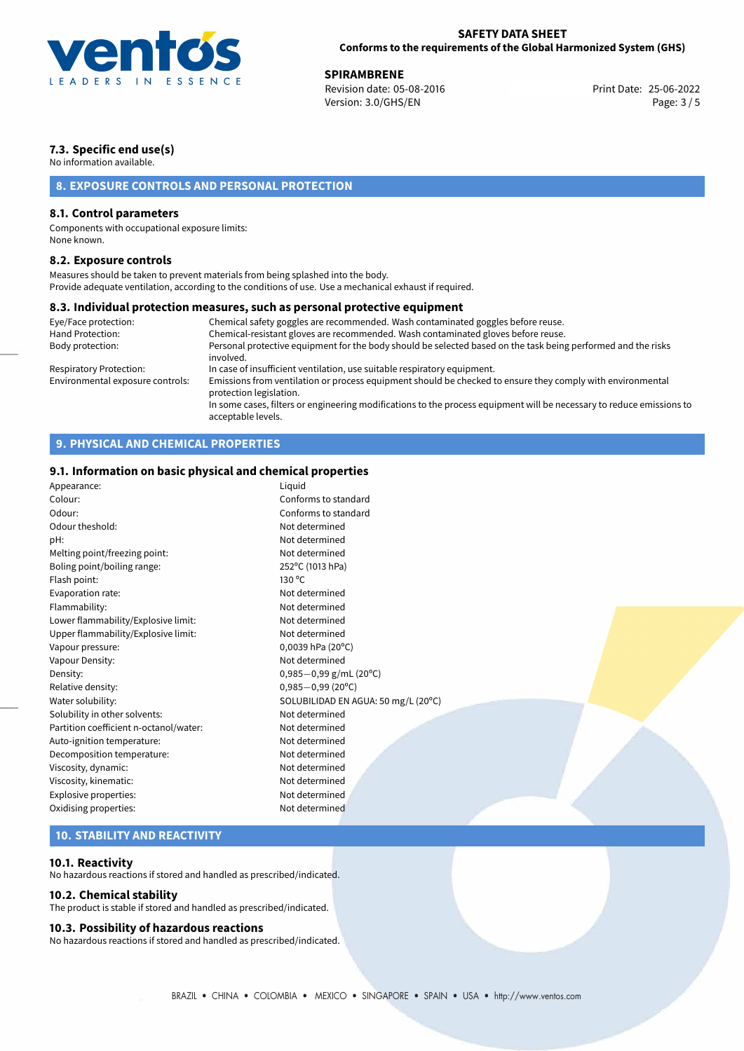### 7.3. Specific end use(s)

No information available.

## 8. EXPOSURE CONTROLS AND PERSONAL PROTECTION

### 8.1. Control parameters

Components with occupational exposure limits:
None known.

### 8.2. Exposure controls

Measures should be taken to prevent materials from being splashed into the body.
Provide adequate ventilation, according to the conditions of use. Use a mechanical exhaust if required.

### 8.3. Individual protection measures, such as personal protective equipment

| | |
|---|---|
| Eye/Face protection: | Chemical safety goggles are recommended. Wash contaminated goggles before reuse. |
| Hand Protection: | Chemical-resistant gloves are recommended. Wash contaminated gloves before reuse. |
| Body protection: | Personal protective equipment for the body should be selected based on the task being performed and the risks involved. |
| Respiratory Protection: | In case of insufficient ventilation, use suitable respiratory equipment. |
| Environmental exposure controls: | Emissions from ventilation or process equipment should be checked to ensure they comply with environmental protection legislation. In some cases, filters or engineering modifications to the process equipment will be necessary to reduce emissions to acceptable levels. |

## 9. PHYSICAL AND CHEMICAL PROPERTIES

### 9.1. Information on basic physical and chemical properties

| | |
|---|---|
| Appearance: | Liquid |
| Colour: | Conforms to standard |
| Odour: | Conforms to standard |
| Odour theshold: | Not determined |
| pH: | Not determined |
| Melting point/freezing point: | Not determined |
| Boling point/boiling range: | 252°C (1013 hPa) |
| Flash point: | 130 °C |
| Evaporation rate: | Not determined |
| Flammability: | Not determined |
| Lower flammability/Explosive limit: | Not determined |
| Upper flammability/Explosive limit: | Not determined |
| Vapour pressure: | 0,0039 hPa (20°C) |
| Vapour Density: | Not determined |
| Density: | 0,985−0,99 g/mL (20°C) |
| Relative density: | 0,985−0,99 (20°C) |
| Water solubility: | SOLUBILIDAD EN AGUA: 50 mg/L (20°C) |
| Solubility in other solvents: | Not determined |
| Partition coefficient n-octanol/water: | Not determined |
| Auto-ignition temperature: | Not determined |
| Decomposition temperature: | Not determined |
| Viscosity, dynamic: | Not determined |
| Viscosity, kinematic: | Not determined |
| Explosive properties: | Not determined |
| Oxidising properties: | Not determined |

## 10. STABILITY AND REACTIVITY

### 10.1. Reactivity

No hazardous reactions if stored and handled as prescribed/indicated.

### 10.2. Chemical stability

The product is stable if stored and handled as prescribed/indicated.

### 10.3. Possibility of hazardous reactions

No hazardous reactions if stored and handled as prescribed/indicated.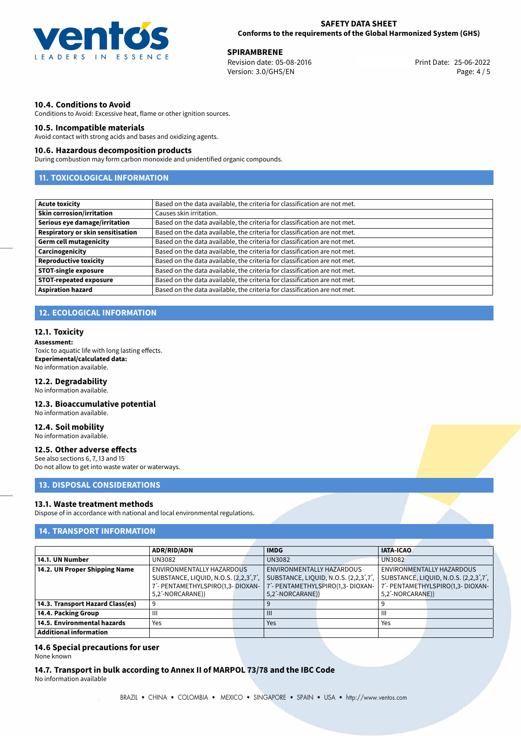### 10.4. Conditions to Avoid

Conditions to Avoid: Excessive heat, flame or other ignition sources.

### 10.5. Incompatible materials

Avoid contact with strong acids and bases and oxidizing agents.

### 10.6. Hazardous decomposition products

During combustion may form carbon monoxide and unidentified organic compounds.

## 11. TOXICOLOGICAL INFORMATION

| | |
|---|---|
| **Acute toxicity** | Based on the data available, the criteria for classification are not met. |
| **Skin corrosion/irritation** | Causes skin irritation. |
| **Serious eye damage/irritation** | Based on the data available, the criteria for classification are not met. |
| **Respiratory or skin sensitisation** | Based on the data available, the criteria for classification are not met. |
| **Germ cell mutagenicity** | Based on the data available, the criteria for classification are not met. |
| **Carcinogenicity** | Based on the data available, the criteria for classification are not met. |
| **Reproductive toxicity** | Based on the data available, the criteria for classification are not met. |
| **STOT-single exposure** | Based on the data available, the criteria for classification are not met. |
| **STOT-repeated exposure** | Based on the data available, the criteria for classification are not met. |
| **Aspiration hazard** | Based on the data available, the criteria for classification are not met. |

## 12. ECOLOGICAL INFORMATION

### 12.1. Toxicity

**Assessment:**
Toxic to aquatic life with long lasting effects.
**Experimental/calculated data:**
No information available.

### 12.2. Degradability

No information available.

### 12.3. Bioaccumulative potential

No information available.

### 12.4. Soil mobility

No information available.

### 12.5. Other adverse effects

See also sections 6, 7, 13 and 15
Do not allow to get into waste water or waterways.

## 13. DISPOSAL CONSIDERATIONS

### 13.1. Waste treatment methods

Dispose of in accordance with national and local environmental regulations.

## 14. TRANSPORT INFORMATION

| | ADR/RID/ADN | IMDG | IATA-ICAO |
|---|---|---|---|
| **14.1. UN Number** | UN3082 | UN3082 | UN3082 |
| **14.2. UN Proper Shipping Name** | ENVIRONMENTALLY HAZARDOUS SUBSTANCE, LIQUID, N.O.S. (2,2,3´,7´,7´- PENTAMETHYLSPIRO(1,3- DIOXAN-5,2´-NORCARANE)) | ENVIRONMENTALLY HAZARDOUS SUBSTANCE, LIQUID, N.O.S. (2,2,3´,7´,7´- PENTAMETHYLSPIRO(1,3- DIOXAN-5,2´-NORCARANE)) | ENVIRONMENTALLY HAZARDOUS SUBSTANCE, LIQUID, N.O.S. (2,2,3´,7´,7´- PENTAMETHYLSPIRO(1,3- DIOXAN-5,2´-NORCARANE)) |
| **14.3. Transport Hazard Class(es)** | 9 | 9 | 9 |
| **14.4. Packing Group** | III | III | III |
| **14.5. Environmental hazards** | Yes | Yes | Yes |
| **Additional information** | | | |

### 14.6 Special precautions for user

None known

### 14.7. Transport in bulk according to Annex II of MARPOL 73/78 and the IBC Code

No information available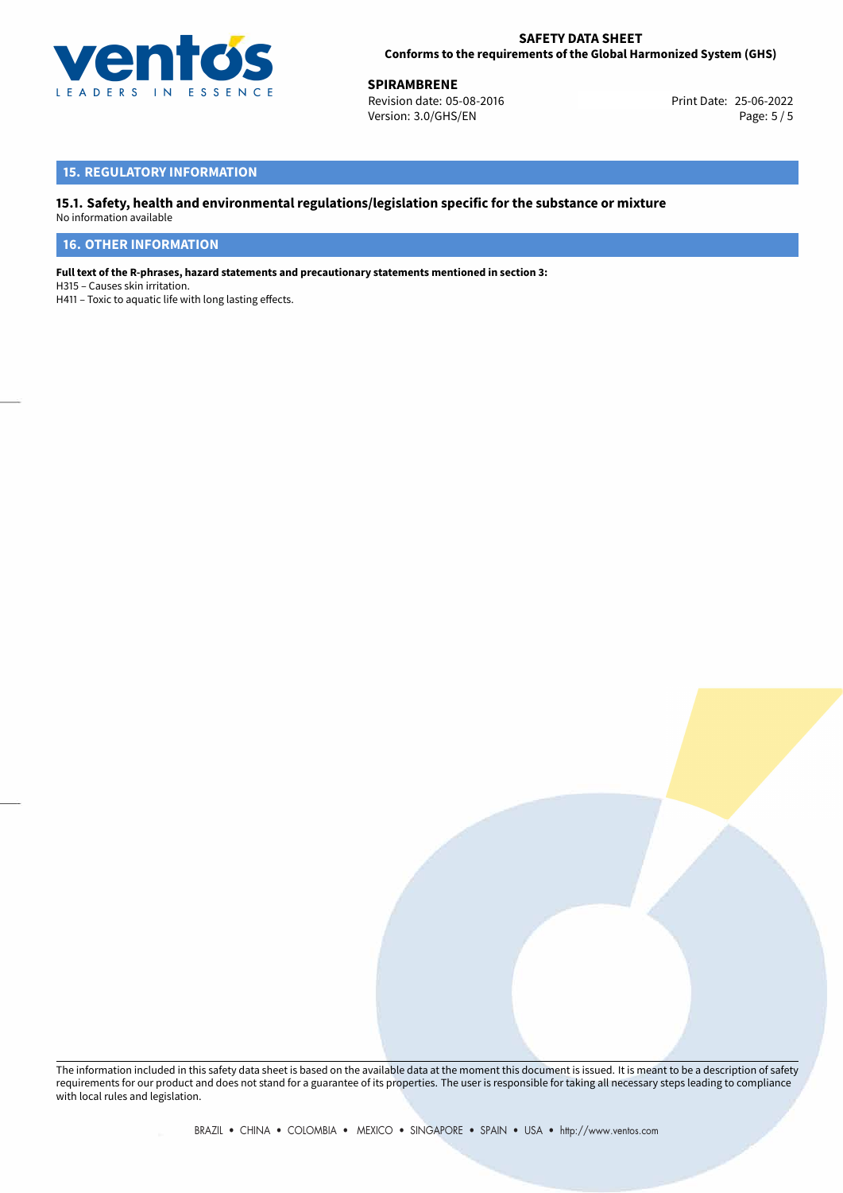## 15. REGULATORY INFORMATION

### 15.1. Safety, health and environmental regulations/legislation specific for the substance or mixture

No information available

## 16. OTHER INFORMATION

**Full text of the R-phrases, hazard statements and precautionary statements mentioned in section 3:**

H315 – Causes skin irritation.
H411 – Toxic to aquatic life with long lasting effects.

The information included in this safety data sheet is based on the available data at the moment this document is issued. It is meant to be a description of safety requirements for our product and does not stand for a guarantee of its properties. The user is responsible for taking all necessary steps leading to compliance with local rules and legislation.

BRAZIL • CHINA • COLOMBIA • MEXICO • SINGAPORE • SPAIN • USA • http://www.ventos.com